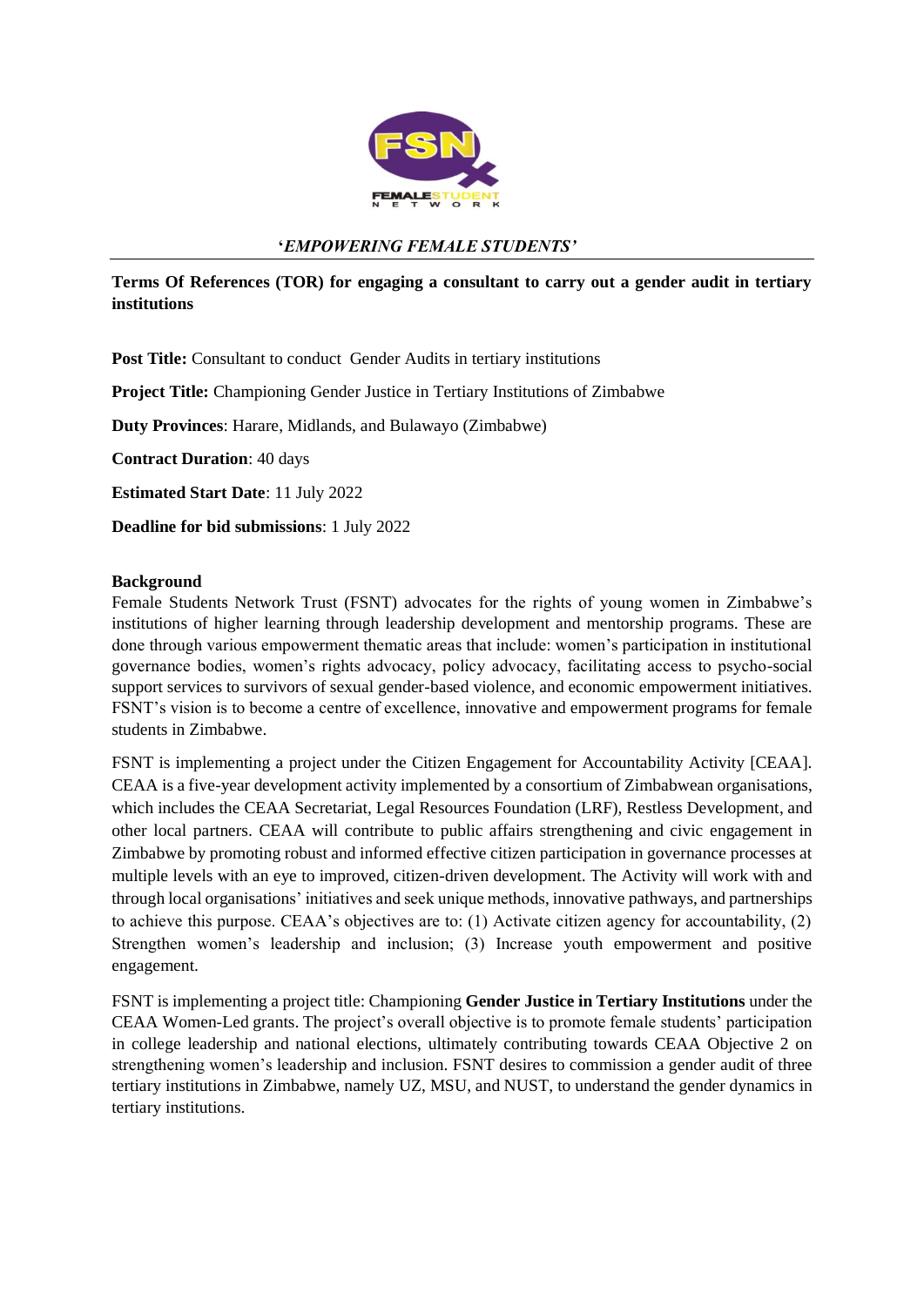***'EMPOWERING FEMALE STUDENTS'***

**Terms Of References (TOR) for engaging a consultant to carry out a gender audit in tertiary institutions**

**Post Title:** Consultant to conduct Gender Audits in tertiary institutions

**Project Title:** Championing Gender Justice in Tertiary Institutions of Zimbabwe

**Duty Provinces**: Harare, Midlands, and Bulawayo (Zimbabwe)

**Contract Duration**: 40 days

**Estimated Start Date**: 11 July 2022

**Deadline for bid submissions**: 1 July 2022

## Background

Female Students Network Trust (FSNT) advocates for the rights of young women in Zimbabwe's institutions of higher learning through leadership development and mentorship programs. These are done through various empowerment thematic areas that include: women's participation in institutional governance bodies, women's rights advocacy, policy advocacy, facilitating access to psycho-social support services to survivors of sexual gender-based violence, and economic empowerment initiatives. FSNT's vision is to become a centre of excellence, innovative and empowerment programs for female students in Zimbabwe.

FSNT is implementing a project under the Citizen Engagement for Accountability Activity [CEAA]. CEAA is a five-year development activity implemented by a consortium of Zimbabwean organisations, which includes the CEAA Secretariat, Legal Resources Foundation (LRF), Restless Development, and other local partners. CEAA will contribute to public affairs strengthening and civic engagement in Zimbabwe by promoting robust and informed effective citizen participation in governance processes at multiple levels with an eye to improved, citizen-driven development. The Activity will work with and through local organisations' initiatives and seek unique methods, innovative pathways, and partnerships to achieve this purpose. CEAA's objectives are to: (1) Activate citizen agency for accountability, (2) Strengthen women's leadership and inclusion; (3) Increase youth empowerment and positive engagement.

FSNT is implementing a project title: Championing **Gender Justice in Tertiary Institutions** under the CEAA Women-Led grants. The project's overall objective is to promote female students' participation in college leadership and national elections, ultimately contributing towards CEAA Objective 2 on strengthening women's leadership and inclusion. FSNT desires to commission a gender audit of three tertiary institutions in Zimbabwe, namely UZ, MSU, and NUST, to understand the gender dynamics in tertiary institutions.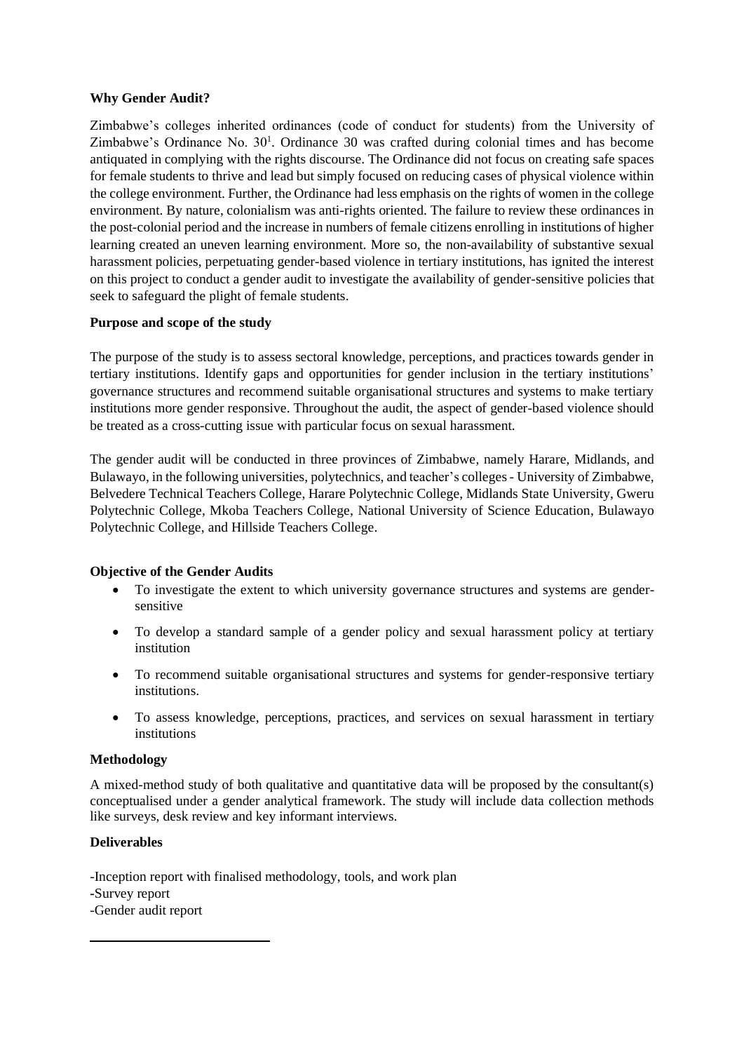**Why Gender Audit?**

Zimbabwe's colleges inherited ordinances (code of conduct for students) from the University of Zimbabwe's Ordinance No. 30[1]. Ordinance 30 was crafted during colonial times and has become antiquated in complying with the rights discourse. The Ordinance did not focus on creating safe spaces for female students to thrive and lead but simply focused on reducing cases of physical violence within the college environment. Further, the Ordinance had less emphasis on the rights of women in the college environment. By nature, colonialism was anti-rights oriented. The failure to review these ordinances in the post-colonial period and the increase in numbers of female citizens enrolling in institutions of higher learning created an uneven learning environment. More so, the non-availability of substantive sexual harassment policies, perpetuating gender-based violence in tertiary institutions, has ignited the interest on this project to conduct a gender audit to investigate the availability of gender-sensitive policies that seek to safeguard the plight of female students.

**Purpose and scope of the study**

The purpose of the study is to assess sectoral knowledge, perceptions, and practices towards gender in tertiary institutions. Identify gaps and opportunities for gender inclusion in the tertiary institutions' governance structures and recommend suitable organisational structures and systems to make tertiary institutions more gender responsive. Throughout the audit, the aspect of gender-based violence should be treated as a cross-cutting issue with particular focus on sexual harassment.

The gender audit will be conducted in three provinces of Zimbabwe, namely Harare, Midlands, and Bulawayo, in the following universities, polytechnics, and teacher's colleges - University of Zimbabwe, Belvedere Technical Teachers College, Harare Polytechnic College, Midlands State University, Gweru Polytechnic College, Mkoba Teachers College, National University of Science Education, Bulawayo Polytechnic College, and Hillside Teachers College.

**Objective of the Gender Audits**

- To investigate the extent to which university governance structures and systems are gender-sensitive
- To develop a standard sample of a gender policy and sexual harassment policy at tertiary institution
- To recommend suitable organisational structures and systems for gender-responsive tertiary institutions.
- To assess knowledge, perceptions, practices, and services on sexual harassment in tertiary institutions

**Methodology**

A mixed-method study of both qualitative and quantitative data will be proposed by the consultant(s) conceptualised under a gender analytical framework. The study will include data collection methods like surveys, desk review and key informant interviews.

**Deliverables**

-Inception report with finalised methodology, tools, and work plan
-Survey report
-Gender audit report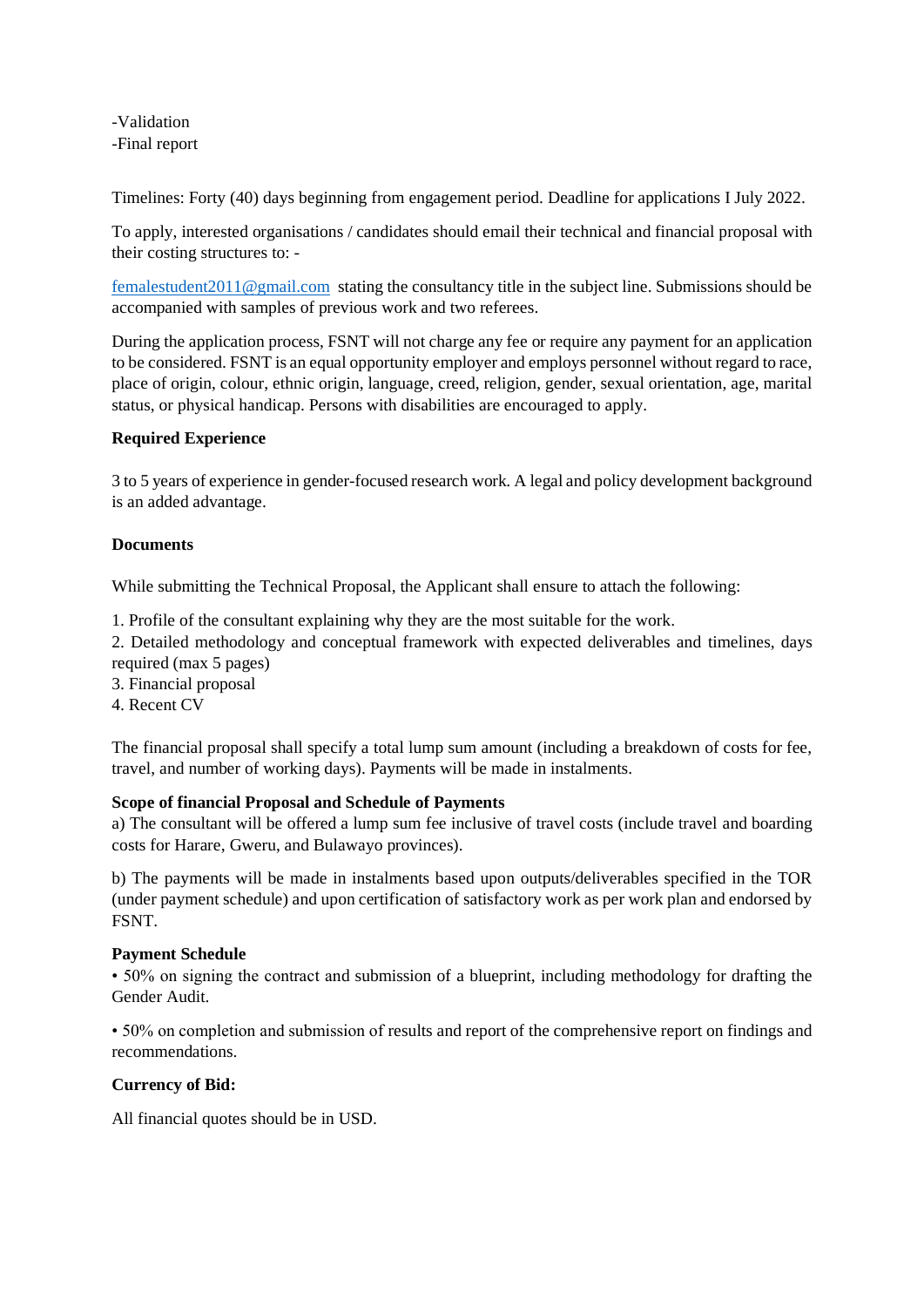-Validation
-Final report

Timelines: Forty (40) days beginning from engagement period. Deadline for applications I July 2022.

To apply, interested organisations / candidates should email their technical and financial proposal with their costing structures to: -

femalestudent2011@gmail.com stating the consultancy title in the subject line. Submissions should be accompanied with samples of previous work and two referees.

During the application process, FSNT will not charge any fee or require any payment for an application to be considered. FSNT is an equal opportunity employer and employs personnel without regard to race, place of origin, colour, ethnic origin, language, creed, religion, gender, sexual orientation, age, marital status, or physical handicap. Persons with disabilities are encouraged to apply.

**Required Experience**

3 to 5 years of experience in gender-focused research work. A legal and policy development background is an added advantage.

**Documents**

While submitting the Technical Proposal, the Applicant shall ensure to attach the following:

1. Profile of the consultant explaining why they are the most suitable for the work.
2. Detailed methodology and conceptual framework with expected deliverables and timelines, days required (max 5 pages)
3. Financial proposal
4. Recent CV

The financial proposal shall specify a total lump sum amount (including a breakdown of costs for fee, travel, and number of working days). Payments will be made in instalments.

**Scope of financial Proposal and Schedule of Payments**

a) The consultant will be offered a lump sum fee inclusive of travel costs (include travel and boarding costs for Harare, Gweru, and Bulawayo provinces).

b) The payments will be made in instalments based upon outputs/deliverables specified in the TOR (under payment schedule) and upon certification of satisfactory work as per work plan and endorsed by FSNT.

**Payment Schedule**

- 50% on signing the contract and submission of a blueprint, including methodology for drafting the Gender Audit.

- 50% on completion and submission of results and report of the comprehensive report on findings and recommendations.

**Currency of Bid:**

All financial quotes should be in USD.